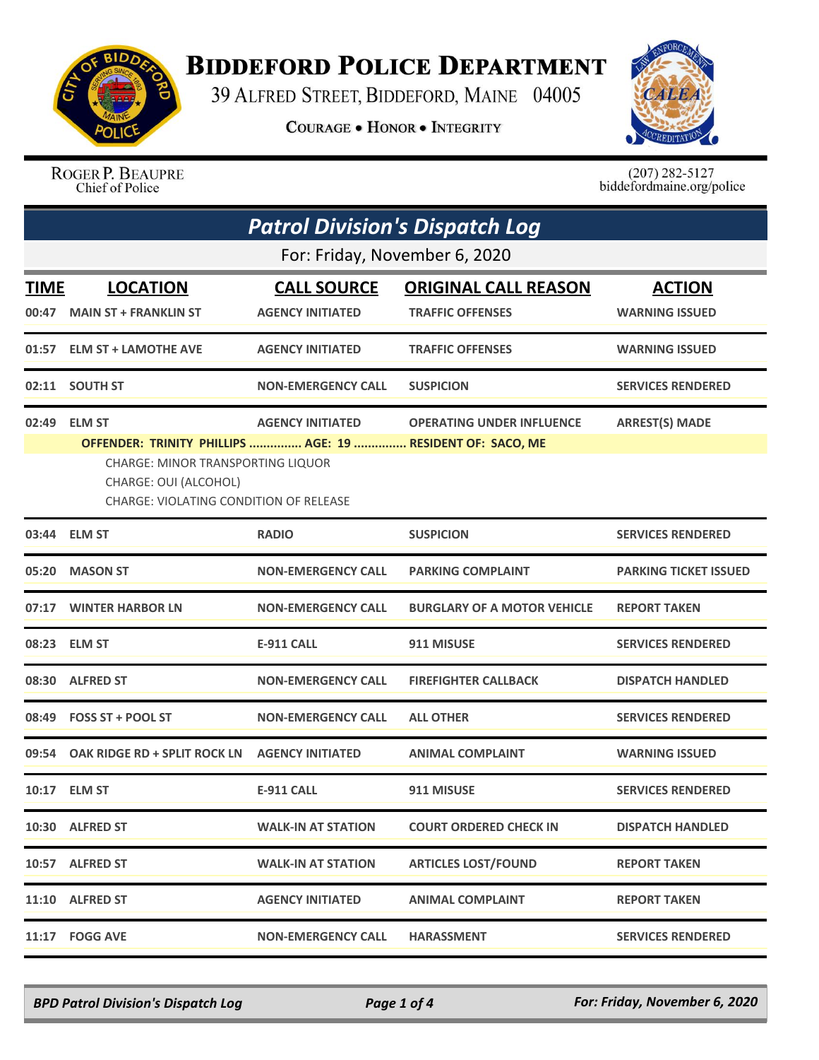# Biddeford Police Department

39 Alfred Street, Biddeford, Maine 04005

**Courage • Honor • Integrity**

Roger P. Beaupre
Chief of Police

(207) 282-5127
biddefordmaine.org/police

## *Patrol Division's Dispatch Log*

For: Friday, November 6, 2020

| TIME | LOCATION | CALL SOURCE | ORIGINAL CALL REASON | ACTION |
|---|---|---|---|---|
| 00:47 | MAIN ST + FRANKLIN ST | AGENCY INITIATED | TRAFFIC OFFENSES | WARNING ISSUED |
| 01:57 | ELM ST + LAMOTHE AVE | AGENCY INITIATED | TRAFFIC OFFENSES | WARNING ISSUED |
| 02:11 | SOUTH ST | NON-EMERGENCY CALL | SUSPICION | SERVICES RENDERED |
| 02:49 | ELM ST | AGENCY INITIATED | OPERATING UNDER INFLUENCE | ARREST(S) MADE |
| | OFFENDER: TRINITY PHILLIPS ............... AGE: 19 ............... RESIDENT OF: SACO, ME<br>CHARGE: MINOR TRANSPORTING LIQUOR<br>CHARGE: OUI (ALCOHOL)<br>CHARGE: VIOLATING CONDITION OF RELEASE | | | |
| 03:44 | ELM ST | RADIO | SUSPICION | SERVICES RENDERED |
| 05:20 | MASON ST | NON-EMERGENCY CALL | PARKING COMPLAINT | PARKING TICKET ISSUED |
| 07:17 | WINTER HARBOR LN | NON-EMERGENCY CALL | BURGLARY OF A MOTOR VEHICLE | REPORT TAKEN |
| 08:23 | ELM ST | E-911 CALL | 911 MISUSE | SERVICES RENDERED |
| 08:30 | ALFRED ST | NON-EMERGENCY CALL | FIREFIGHTER CALLBACK | DISPATCH HANDLED |
| 08:49 | FOSS ST + POOL ST | NON-EMERGENCY CALL | ALL OTHER | SERVICES RENDERED |
| 09:54 | OAK RIDGE RD + SPLIT ROCK LN | AGENCY INITIATED | ANIMAL COMPLAINT | WARNING ISSUED |
| 10:17 | ELM ST | E-911 CALL | 911 MISUSE | SERVICES RENDERED |
| 10:30 | ALFRED ST | WALK-IN AT STATION | COURT ORDERED CHECK IN | DISPATCH HANDLED |
| 10:57 | ALFRED ST | WALK-IN AT STATION | ARTICLES LOST/FOUND | REPORT TAKEN |
| 11:10 | ALFRED ST | AGENCY INITIATED | ANIMAL COMPLAINT | REPORT TAKEN |
| 11:17 | FOGG AVE | NON-EMERGENCY CALL | HARASSMENT | SERVICES RENDERED |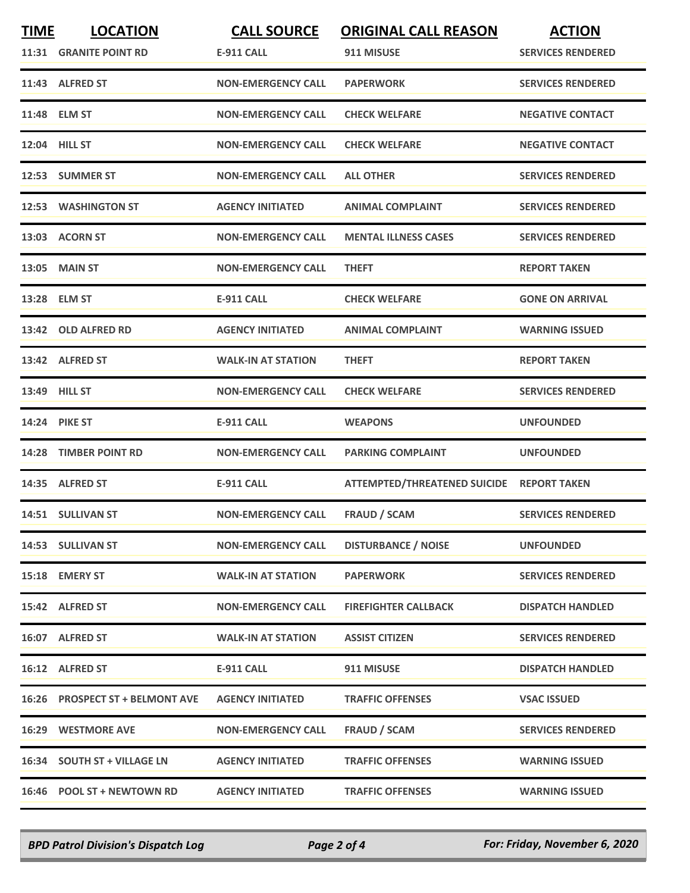| TIME | LOCATION | CALL SOURCE | ORIGINAL CALL REASON | ACTION |
| --- | --- | --- | --- | --- |
| 11:31 | GRANITE POINT RD | E-911 CALL | 911 MISUSE | SERVICES RENDERED |
| 11:43 | ALFRED ST | NON-EMERGENCY CALL | PAPERWORK | SERVICES RENDERED |
| 11:48 | ELM ST | NON-EMERGENCY CALL | CHECK WELFARE | NEGATIVE CONTACT |
| 12:04 | HILL ST | NON-EMERGENCY CALL | CHECK WELFARE | NEGATIVE CONTACT |
| 12:53 | SUMMER ST | NON-EMERGENCY CALL | ALL OTHER | SERVICES RENDERED |
| 12:53 | WASHINGTON ST | AGENCY INITIATED | ANIMAL COMPLAINT | SERVICES RENDERED |
| 13:03 | ACORN ST | NON-EMERGENCY CALL | MENTAL ILLNESS CASES | SERVICES RENDERED |
| 13:05 | MAIN ST | NON-EMERGENCY CALL | THEFT | REPORT TAKEN |
| 13:28 | ELM ST | E-911 CALL | CHECK WELFARE | GONE ON ARRIVAL |
| 13:42 | OLD ALFRED RD | AGENCY INITIATED | ANIMAL COMPLAINT | WARNING ISSUED |
| 13:42 | ALFRED ST | WALK-IN AT STATION | THEFT | REPORT TAKEN |
| 13:49 | HILL ST | NON-EMERGENCY CALL | CHECK WELFARE | SERVICES RENDERED |
| 14:24 | PIKE ST | E-911 CALL | WEAPONS | UNFOUNDED |
| 14:28 | TIMBER POINT RD | NON-EMERGENCY CALL | PARKING COMPLAINT | UNFOUNDED |
| 14:35 | ALFRED ST | E-911 CALL | ATTEMPTED/THREATENED SUICIDE | REPORT TAKEN |
| 14:51 | SULLIVAN ST | NON-EMERGENCY CALL | FRAUD / SCAM | SERVICES RENDERED |
| 14:53 | SULLIVAN ST | NON-EMERGENCY CALL | DISTURBANCE / NOISE | UNFOUNDED |
| 15:18 | EMERY ST | WALK-IN AT STATION | PAPERWORK | SERVICES RENDERED |
| 15:42 | ALFRED ST | NON-EMERGENCY CALL | FIREFIGHTER CALLBACK | DISPATCH HANDLED |
| 16:07 | ALFRED ST | WALK-IN AT STATION | ASSIST CITIZEN | SERVICES RENDERED |
| 16:12 | ALFRED ST | E-911 CALL | 911 MISUSE | DISPATCH HANDLED |
| 16:26 | PROSPECT ST + BELMONT AVE | AGENCY INITIATED | TRAFFIC OFFENSES | VSAC ISSUED |
| 16:29 | WESTMORE AVE | NON-EMERGENCY CALL | FRAUD / SCAM | SERVICES RENDERED |
| 16:34 | SOUTH ST + VILLAGE LN | AGENCY INITIATED | TRAFFIC OFFENSES | WARNING ISSUED |
| 16:46 | POOL ST + NEWTOWN RD | AGENCY INITIATED | TRAFFIC OFFENSES | WARNING ISSUED |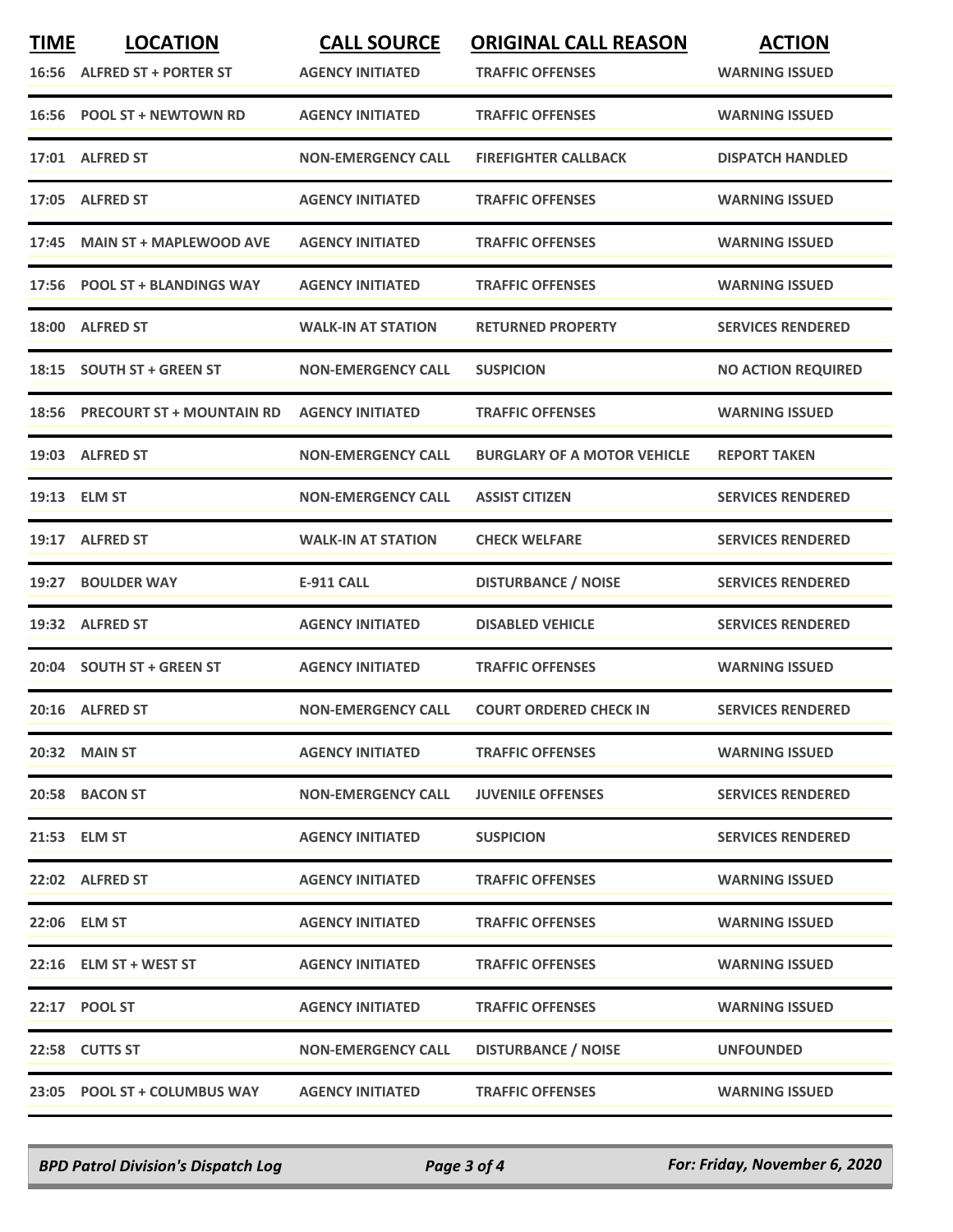| TIME | LOCATION | CALL SOURCE | ORIGINAL CALL REASON | ACTION |
|---|---|---|---|---|
| 16:56 | ALFRED ST + PORTER ST | AGENCY INITIATED | TRAFFIC OFFENSES | WARNING ISSUED |
| 16:56 | POOL ST + NEWTOWN RD | AGENCY INITIATED | TRAFFIC OFFENSES | WARNING ISSUED |
| 17:01 | ALFRED ST | NON-EMERGENCY CALL | FIREFIGHTER CALLBACK | DISPATCH HANDLED |
| 17:05 | ALFRED ST | AGENCY INITIATED | TRAFFIC OFFENSES | WARNING ISSUED |
| 17:45 | MAIN ST + MAPLEWOOD AVE | AGENCY INITIATED | TRAFFIC OFFENSES | WARNING ISSUED |
| 17:56 | POOL ST + BLANDINGS WAY | AGENCY INITIATED | TRAFFIC OFFENSES | WARNING ISSUED |
| 18:00 | ALFRED ST | WALK-IN AT STATION | RETURNED PROPERTY | SERVICES RENDERED |
| 18:15 | SOUTH ST + GREEN ST | NON-EMERGENCY CALL | SUSPICION | NO ACTION REQUIRED |
| 18:56 | PRECOURT ST + MOUNTAIN RD | AGENCY INITIATED | TRAFFIC OFFENSES | WARNING ISSUED |
| 19:03 | ALFRED ST | NON-EMERGENCY CALL | BURGLARY OF A MOTOR VEHICLE | REPORT TAKEN |
| 19:13 | ELM ST | NON-EMERGENCY CALL | ASSIST CITIZEN | SERVICES RENDERED |
| 19:17 | ALFRED ST | WALK-IN AT STATION | CHECK WELFARE | SERVICES RENDERED |
| 19:27 | BOULDER WAY | E-911 CALL | DISTURBANCE / NOISE | SERVICES RENDERED |
| 19:32 | ALFRED ST | AGENCY INITIATED | DISABLED VEHICLE | SERVICES RENDERED |
| 20:04 | SOUTH ST + GREEN ST | AGENCY INITIATED | TRAFFIC OFFENSES | WARNING ISSUED |
| 20:16 | ALFRED ST | NON-EMERGENCY CALL | COURT ORDERED CHECK IN | SERVICES RENDERED |
| 20:32 | MAIN ST | AGENCY INITIATED | TRAFFIC OFFENSES | WARNING ISSUED |
| 20:58 | BACON ST | NON-EMERGENCY CALL | JUVENILE OFFENSES | SERVICES RENDERED |
| 21:53 | ELM ST | AGENCY INITIATED | SUSPICION | SERVICES RENDERED |
| 22:02 | ALFRED ST | AGENCY INITIATED | TRAFFIC OFFENSES | WARNING ISSUED |
| 22:06 | ELM ST | AGENCY INITIATED | TRAFFIC OFFENSES | WARNING ISSUED |
| 22:16 | ELM ST + WEST ST | AGENCY INITIATED | TRAFFIC OFFENSES | WARNING ISSUED |
| 22:17 | POOL ST | AGENCY INITIATED | TRAFFIC OFFENSES | WARNING ISSUED |
| 22:58 | CUTTS ST | NON-EMERGENCY CALL | DISTURBANCE / NOISE | UNFOUNDED |
| 23:05 | POOL ST + COLUMBUS WAY | AGENCY INITIATED | TRAFFIC OFFENSES | WARNING ISSUED |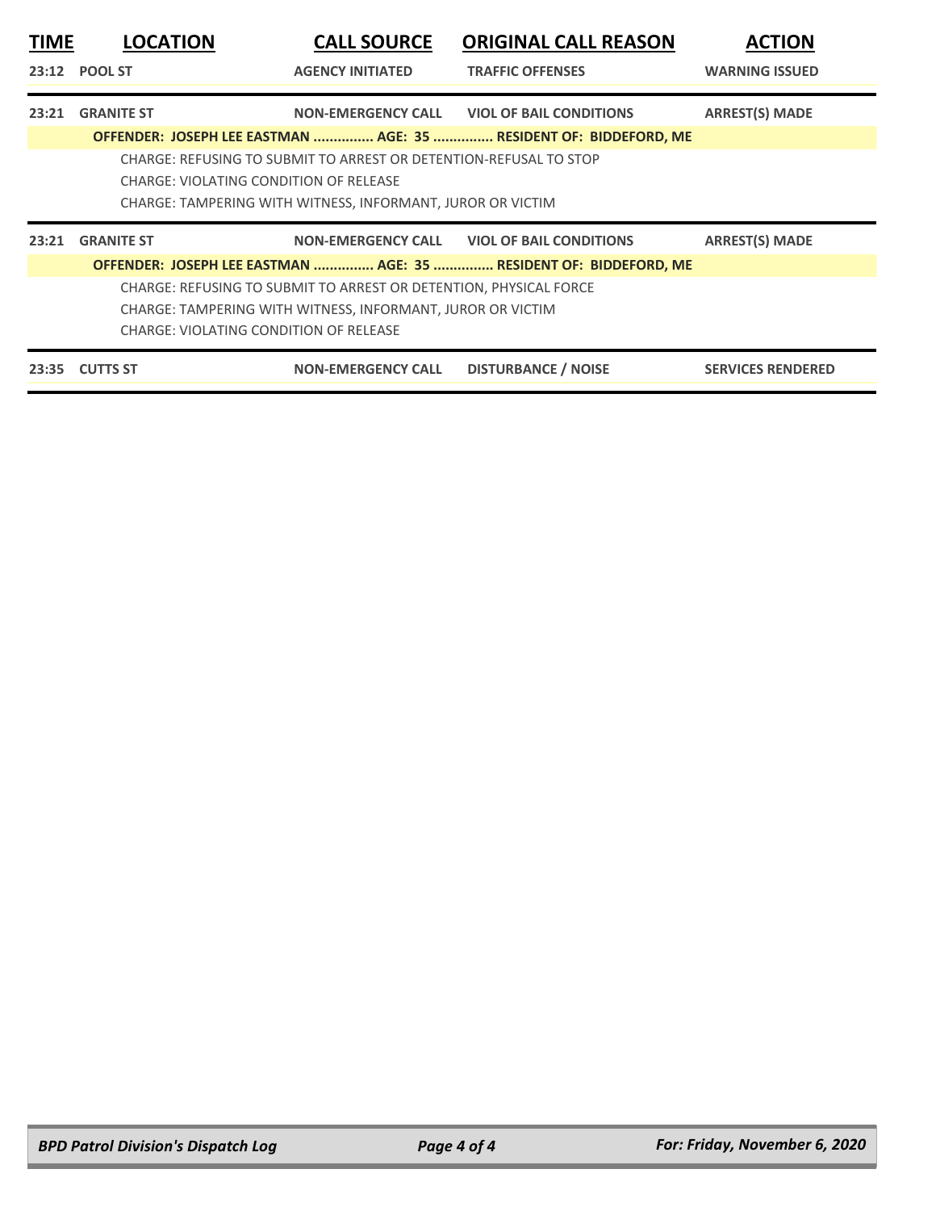| TIME | LOCATION | CALL SOURCE | ORIGINAL CALL REASON | ACTION |
|---|---|---|---|---|
| 23:12 | POOL ST | AGENCY INITIATED | TRAFFIC OFFENSES | WARNING ISSUED |
| 23:21 | GRANITE ST | NON-EMERGENCY CALL | VIOL OF BAIL CONDITIONS | ARREST(S) MADE |

**OFFENDER: JOSEPH LEE EASTMAN ............... AGE: 35 ............... RESIDENT OF: BIDDEFORD, ME**

CHARGE: REFUSING TO SUBMIT TO ARREST OR DETENTION-REFUSAL TO STOP
CHARGE: VIOLATING CONDITION OF RELEASE
CHARGE: TAMPERING WITH WITNESS, INFORMANT, JUROR OR VICTIM

| TIME | LOCATION | CALL SOURCE | ORIGINAL CALL REASON | ACTION |
|---|---|---|---|---|
| 23:21 | GRANITE ST | NON-EMERGENCY CALL | VIOL OF BAIL CONDITIONS | ARREST(S) MADE |

**OFFENDER: JOSEPH LEE EASTMAN ............... AGE: 35 ............... RESIDENT OF: BIDDEFORD, ME**

CHARGE: REFUSING TO SUBMIT TO ARREST OR DETENTION, PHYSICAL FORCE
CHARGE: TAMPERING WITH WITNESS, INFORMANT, JUROR OR VICTIM
CHARGE: VIOLATING CONDITION OF RELEASE

| TIME | LOCATION | CALL SOURCE | ORIGINAL CALL REASON | ACTION |
|---|---|---|---|---|
| 23:35 | CUTTS ST | NON-EMERGENCY CALL | DISTURBANCE / NOISE | SERVICES RENDERED |